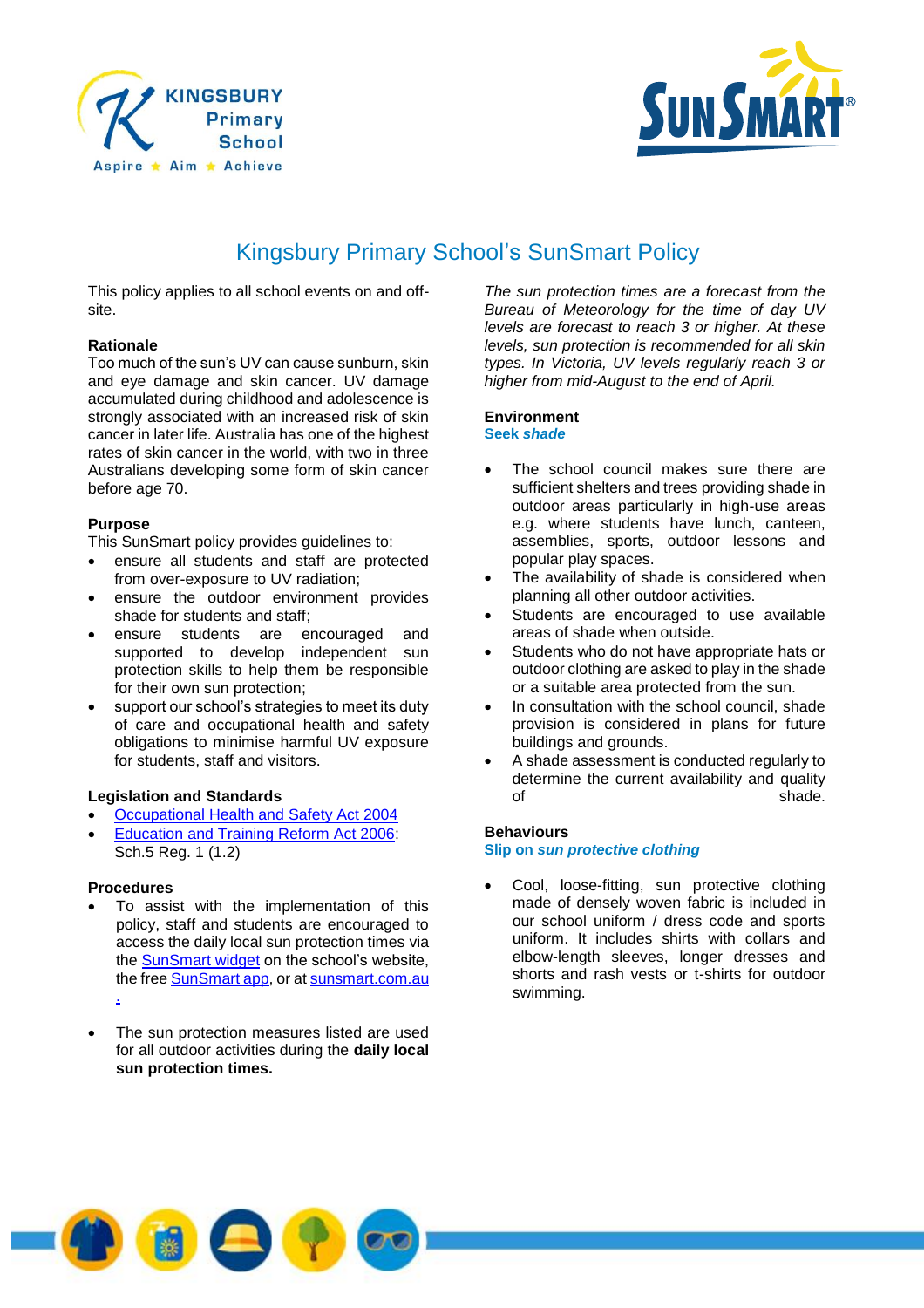# Kingsbury Primary School's SunSmart Policy

This policy applies to all school events on and off-site.

## Rationale

Too much of the sun's UV can cause sunburn, skin and eye damage and skin cancer. UV damage accumulated during childhood and adolescence is strongly associated with an increased risk of skin cancer in later life. Australia has one of the highest rates of skin cancer in the world, with two in three Australians developing some form of skin cancer before age 70.

## Purpose

This SunSmart policy provides guidelines to:

- ensure all students and staff are protected from over-exposure to UV radiation;
- ensure the outdoor environment provides shade for students and staff;
- ensure students are encouraged and supported to develop independent sun protection skills to help them be responsible for their own sun protection;
- support our school's strategies to meet its duty of care and occupational health and safety obligations to minimise harmful UV exposure for students, staff and visitors.

## Legislation and Standards

- Occupational Health and Safety Act 2004
- Education and Training Reform Act 2006: Sch.5 Reg. 1 (1.2)

## Procedures

- To assist with the implementation of this policy, staff and students are encouraged to access the daily local sun protection times via the SunSmart widget on the school's website, the free SunSmart app, or at sunsmart.com.au.
- The sun protection measures listed are used for all outdoor activities during the **daily local sun protection times.**

*The sun protection times are a forecast from the Bureau of Meteorology for the time of day UV levels are forecast to reach 3 or higher. At these levels, sun protection is recommended for all skin types. In Victoria, UV levels regularly reach 3 or higher from mid-August to the end of April.*

## Environment

**Seek *shade***

- The school council makes sure there are sufficient shelters and trees providing shade in outdoor areas particularly in high-use areas e.g. where students have lunch, canteen, assemblies, sports, outdoor lessons and popular play spaces.
- The availability of shade is considered when planning all other outdoor activities.
- Students are encouraged to use available areas of shade when outside.
- Students who do not have appropriate hats or outdoor clothing are asked to play in the shade or a suitable area protected from the sun.
- In consultation with the school council, shade provision is considered in plans for future buildings and grounds.
- A shade assessment is conducted regularly to determine the current availability and quality of shade.

## Behaviours

**Slip on *sun protective clothing***

- Cool, loose-fitting, sun protective clothing made of densely woven fabric is included in our school uniform / dress code and sports uniform. It includes shirts with collars and elbow-length sleeves, longer dresses and shorts and rash vests or t-shirts for outdoor swimming.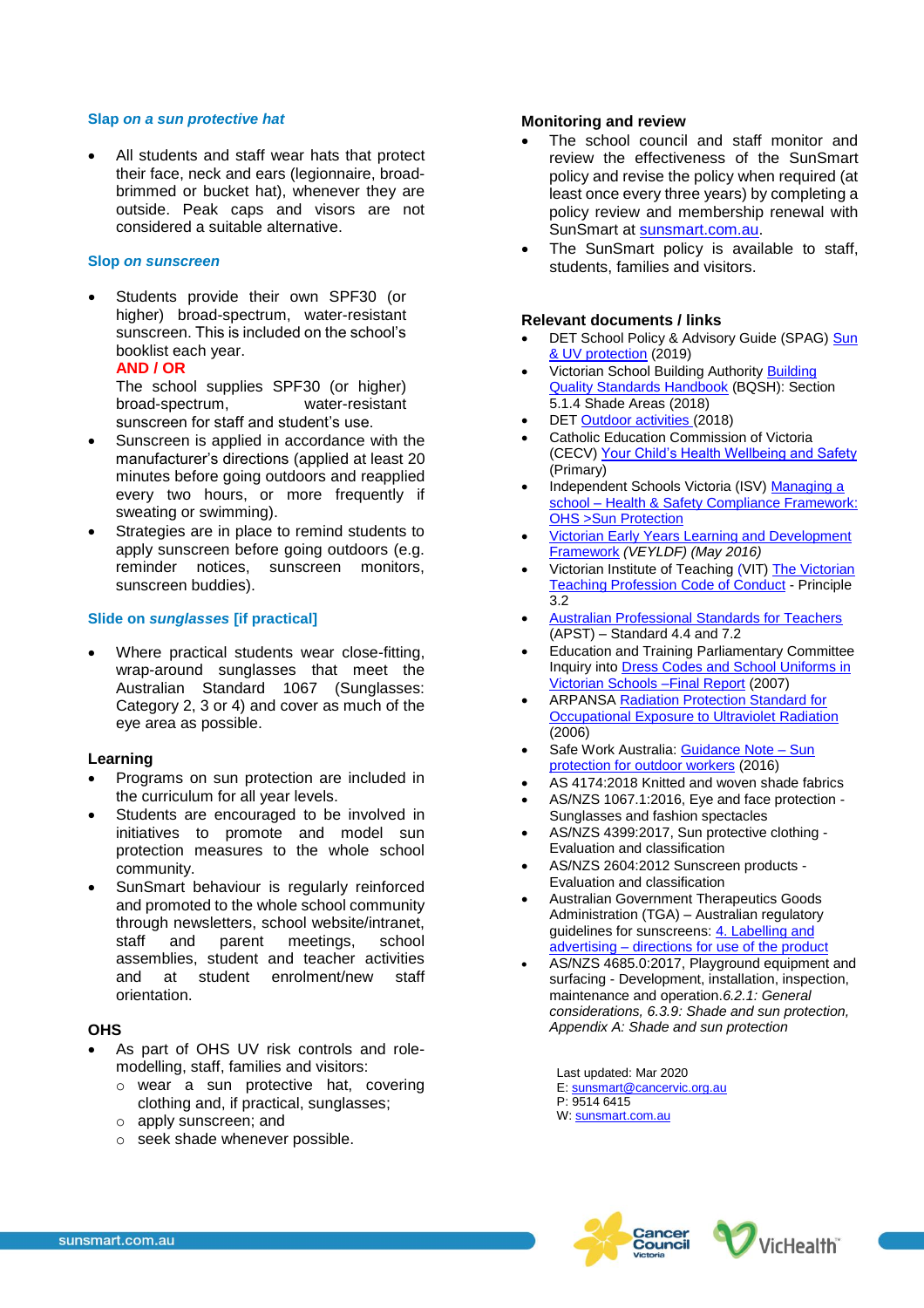### Slap *on a sun protective hat*

- All students and staff wear hats that protect their face, neck and ears (legionnaire, broad-brimmed or bucket hat), whenever they are outside. Peak caps and visors are not considered a suitable alternative.

### Slop *on sunscreen*

- Students provide their own SPF30 (or higher) broad-spectrum, water-resistant sunscreen. This is included on the school's booklist each year.
  **AND / OR**
  The school supplies SPF30 (or higher) broad-spectrum, water-resistant sunscreen for staff and student's use.
- Sunscreen is applied in accordance with the manufacturer's directions (applied at least 20 minutes before going outdoors and reapplied every two hours, or more frequently if sweating or swimming).
- Strategies are in place to remind students to apply sunscreen before going outdoors (e.g. reminder notices, sunscreen monitors, sunscreen buddies).

### Slide on *sunglasses* [if practical]

- Where practical students wear close-fitting, wrap-around sunglasses that meet the Australian Standard 1067 (Sunglasses: Category 2, 3 or 4) and cover as much of the eye area as possible.

## Learning

- Programs on sun protection are included in the curriculum for all year levels.
- Students are encouraged to be involved in initiatives to promote and model sun protection measures to the whole school community.
- SunSmart behaviour is regularly reinforced and promoted to the whole school community through newsletters, school website/intranet, staff and parent meetings, school assemblies, student and teacher activities and at student enrolment/new staff orientation.

## OHS

- As part of OHS UV risk controls and role-modelling, staff, families and visitors:
  - wear a sun protective hat, covering clothing and, if practical, sunglasses;
  - apply sunscreen; and
  - seek shade whenever possible.

## Monitoring and review

- The school council and staff monitor and review the effectiveness of the SunSmart policy and revise the policy when required (at least once every three years) by completing a policy review and membership renewal with SunSmart at sunsmart.com.au.
- The SunSmart policy is available to staff, students, families and visitors.

## Relevant documents / links

- DET School Policy & Advisory Guide (SPAG) Sun & UV protection (2019)
- Victorian School Building Authority Building Quality Standards Handbook (BQSH): Section 5.1.4 Shade Areas (2018)
- DET Outdoor activities (2018)
- Catholic Education Commission of Victoria (CECV) Your Child's Health Wellbeing and Safety (Primary)
- Independent Schools Victoria (ISV) Managing a school – Health & Safety Compliance Framework: OHS >Sun Protection
- Victorian Early Years Learning and Development Framework *(VEYLDF) (May 2016)*
- Victorian Institute of Teaching (VIT) The Victorian Teaching Profession Code of Conduct - Principle 3.2
- Australian Professional Standards for Teachers (APST) – Standard 4.4 and 7.2
- Education and Training Parliamentary Committee Inquiry into Dress Codes and School Uniforms in Victorian Schools –Final Report (2007)
- ARPANSA Radiation Protection Standard for Occupational Exposure to Ultraviolet Radiation (2006)
- Safe Work Australia: Guidance Note – Sun protection for outdoor workers (2016)
- AS 4174:2018 Knitted and woven shade fabrics
- AS/NZS 1067.1:2016, Eye and face protection - Sunglasses and fashion spectacles
- AS/NZS 4399:2017, Sun protective clothing - Evaluation and classification
- AS/NZS 2604:2012 Sunscreen products - Evaluation and classification
- Australian Government Therapeutics Goods Administration (TGA) – Australian regulatory guidelines for sunscreens: 4. Labelling and advertising – directions for use of the product
- AS/NZS 4685.0:2017, Playground equipment and surfacing - Development, installation, inspection, maintenance and operation.*6.2.1: General considerations, 6.3.9: Shade and sun protection, Appendix A: Shade and sun protection*

Last updated: Mar 2020
E: sunsmart@cancervic.org.au
P: 9514 6415
W: sunsmart.com.au